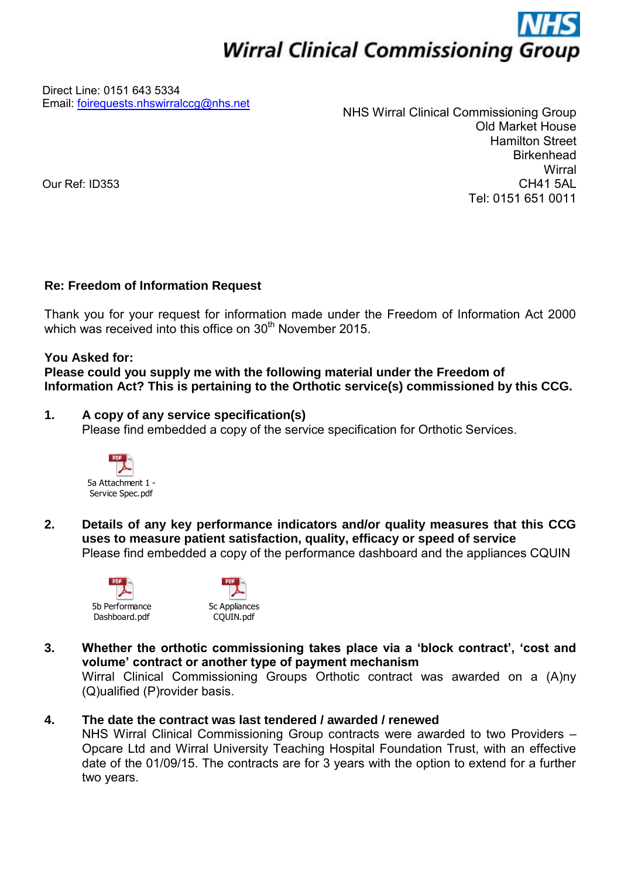# NHS Wirral Clinical Commissioning Group

Direct Line: 0151 643 5334
Email: foirequests.nhswirralccg@nhs.net

NHS Wirral Clinical Commissioning Group
Old Market House
Hamilton Street
Birkenhead
Wirral
CH41 5AL
Tel: 0151 651 0011

Our Ref: ID353

**Re: Freedom of Information Request**

Thank you for your request for information made under the Freedom of Information Act 2000 which was received into this office on 30th November 2015.

**You Asked for:**
**Please could you supply me with the following material under the Freedom of Information Act? This is pertaining to the Orthotic service(s) commissioned by this CCG.**

1. **A copy of any service specification(s)**
   Please find embedded a copy of the service specification for Orthotic Services.

   5a Attachment 1 - Service Spec.pdf

2. **Details of any key performance indicators and/or quality measures that this CCG uses to measure patient satisfaction, quality, efficacy or speed of service**
   Please find embedded a copy of the performance dashboard and the appliances CQUIN

   5b Performance Dashboard.pdf

   5c Appliances CQUIN.pdf

3. **Whether the orthotic commissioning takes place via a 'block contract', 'cost and volume' contract or another type of payment mechanism**
   Wirral Clinical Commissioning Groups Orthotic contract was awarded on a (A)ny (Q)ualified (P)rovider basis.

4. **The date the contract was last tendered / awarded / renewed**
   NHS Wirral Clinical Commissioning Group contracts were awarded to two Providers – Opcare Ltd and Wirral University Teaching Hospital Foundation Trust, with an effective date of the 01/09/15. The contracts are for 3 years with the option to extend for a further two years.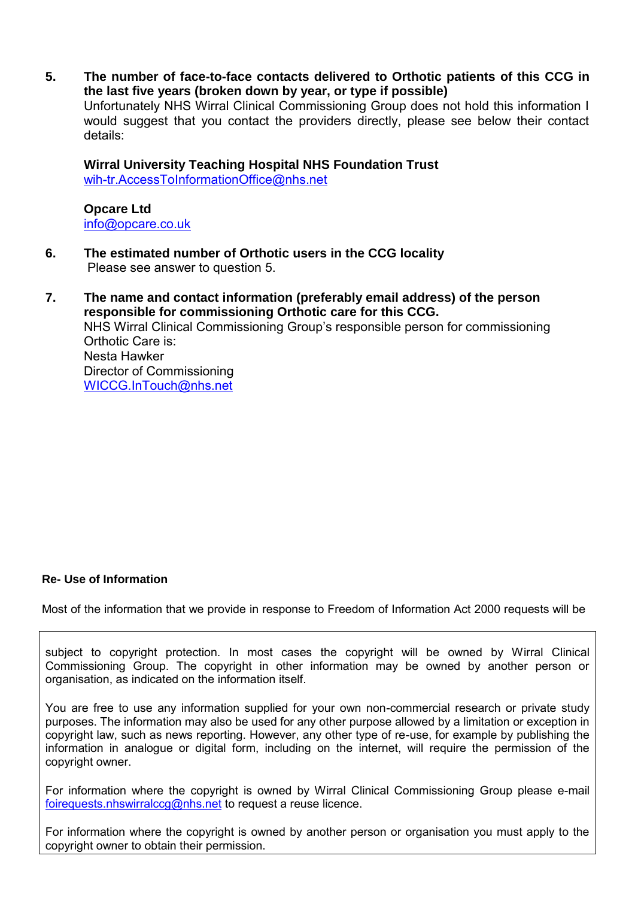5. **The number of face-to-face contacts delivered to Orthotic patients of this CCG in the last five years (broken down by year, or type if possible)**
   Unfortunately NHS Wirral Clinical Commissioning Group does not hold this information I would suggest that you contact the providers directly, please see below their contact details:

   **Wirral University Teaching Hospital NHS Foundation Trust**
   wih-tr.AccessToInformationOffice@nhs.net

   **Opcare Ltd**
   info@opcare.co.uk

6. **The estimated number of Orthotic users in the CCG locality**
   Please see answer to question 5.

7. **The name and contact information (preferably email address) of the person responsible for commissioning Orthotic care for this CCG.**
   NHS Wirral Clinical Commissioning Group's responsible person for commissioning Orthotic Care is:
   Nesta Hawker
   Director of Commissioning
   WICCG.InTouch@nhs.net

**Re- Use of Information**

Most of the information that we provide in response to Freedom of Information Act 2000 requests will be subject to copyright protection. In most cases the copyright will be owned by Wirral Clinical Commissioning Group. The copyright in other information may be owned by another person or organisation, as indicated on the information itself.

You are free to use any information supplied for your own non-commercial research or private study purposes. The information may also be used for any other purpose allowed by a limitation or exception in copyright law, such as news reporting. However, any other type of re-use, for example by publishing the information in analogue or digital form, including on the internet, will require the permission of the copyright owner.

For information where the copyright is owned by Wirral Clinical Commissioning Group please e-mail foirequests.nhswirralccg@nhs.net to request a reuse licence.

For information where the copyright is owned by another person or organisation you must apply to the copyright owner to obtain their permission.